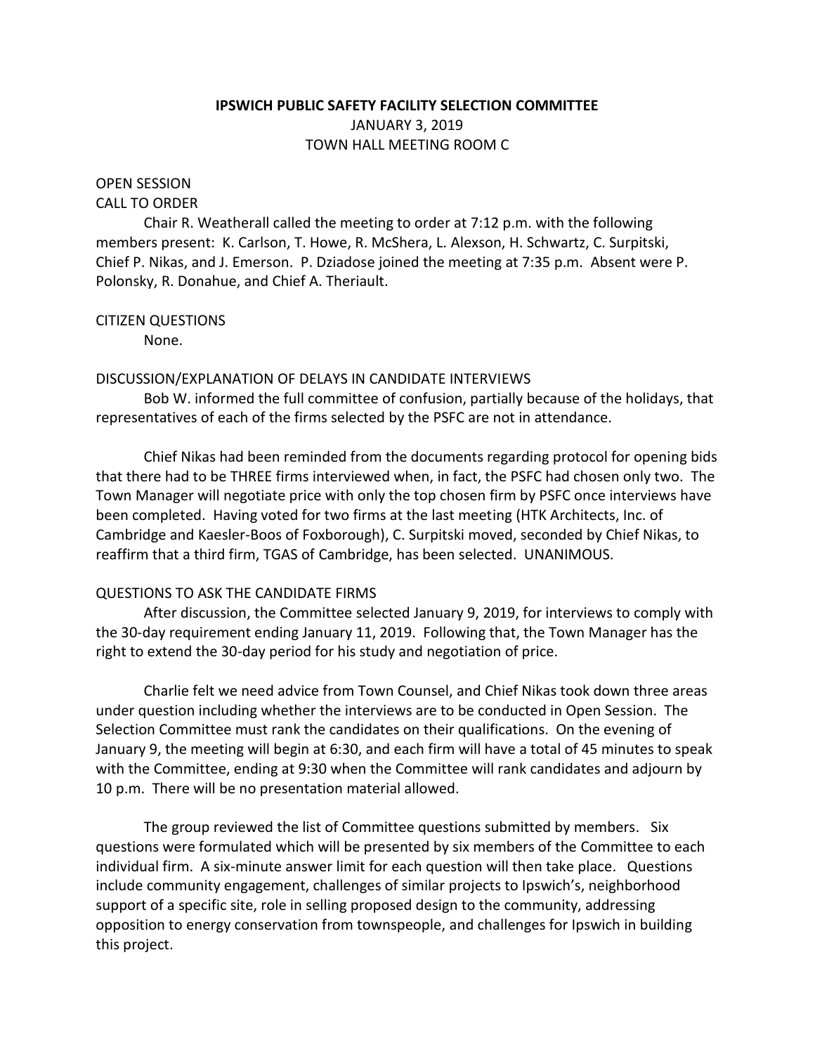# IPSWICH PUBLIC SAFETY FACILITY SELECTION COMMITTEE

JANUARY 3, 2019
TOWN HALL MEETING ROOM C

OPEN SESSION

CALL TO ORDER

Chair R. Weatherall called the meeting to order at 7:12 p.m. with the following members present: K. Carlson, T. Howe, R. McShera, L. Alexson, H. Schwartz, C. Surpitski, Chief P. Nikas, and J. Emerson. P. Dziadose joined the meeting at 7:35 p.m. Absent were P. Polonsky, R. Donahue, and Chief A. Theriault.

CITIZEN QUESTIONS

None.

DISCUSSION/EXPLANATION OF DELAYS IN CANDIDATE INTERVIEWS

Bob W. informed the full committee of confusion, partially because of the holidays, that representatives of each of the firms selected by the PSFC are not in attendance.

Chief Nikas had been reminded from the documents regarding protocol for opening bids that there had to be THREE firms interviewed when, in fact, the PSFC had chosen only two. The Town Manager will negotiate price with only the top chosen firm by PSFC once interviews have been completed. Having voted for two firms at the last meeting (HTK Architects, Inc. of Cambridge and Kaesler-Boos of Foxborough), C. Surpitski moved, seconded by Chief Nikas, to reaffirm that a third firm, TGAS of Cambridge, has been selected. UNANIMOUS.

QUESTIONS TO ASK THE CANDIDATE FIRMS

After discussion, the Committee selected January 9, 2019, for interviews to comply with the 30-day requirement ending January 11, 2019. Following that, the Town Manager has the right to extend the 30-day period for his study and negotiation of price.

Charlie felt we need advice from Town Counsel, and Chief Nikas took down three areas under question including whether the interviews are to be conducted in Open Session. The Selection Committee must rank the candidates on their qualifications. On the evening of January 9, the meeting will begin at 6:30, and each firm will have a total of 45 minutes to speak with the Committee, ending at 9:30 when the Committee will rank candidates and adjourn by 10 p.m. There will be no presentation material allowed.

The group reviewed the list of Committee questions submitted by members. Six questions were formulated which will be presented by six members of the Committee to each individual firm. A six-minute answer limit for each question will then take place. Questions include community engagement, challenges of similar projects to Ipswich's, neighborhood support of a specific site, role in selling proposed design to the community, addressing opposition to energy conservation from townspeople, and challenges for Ipswich in building this project.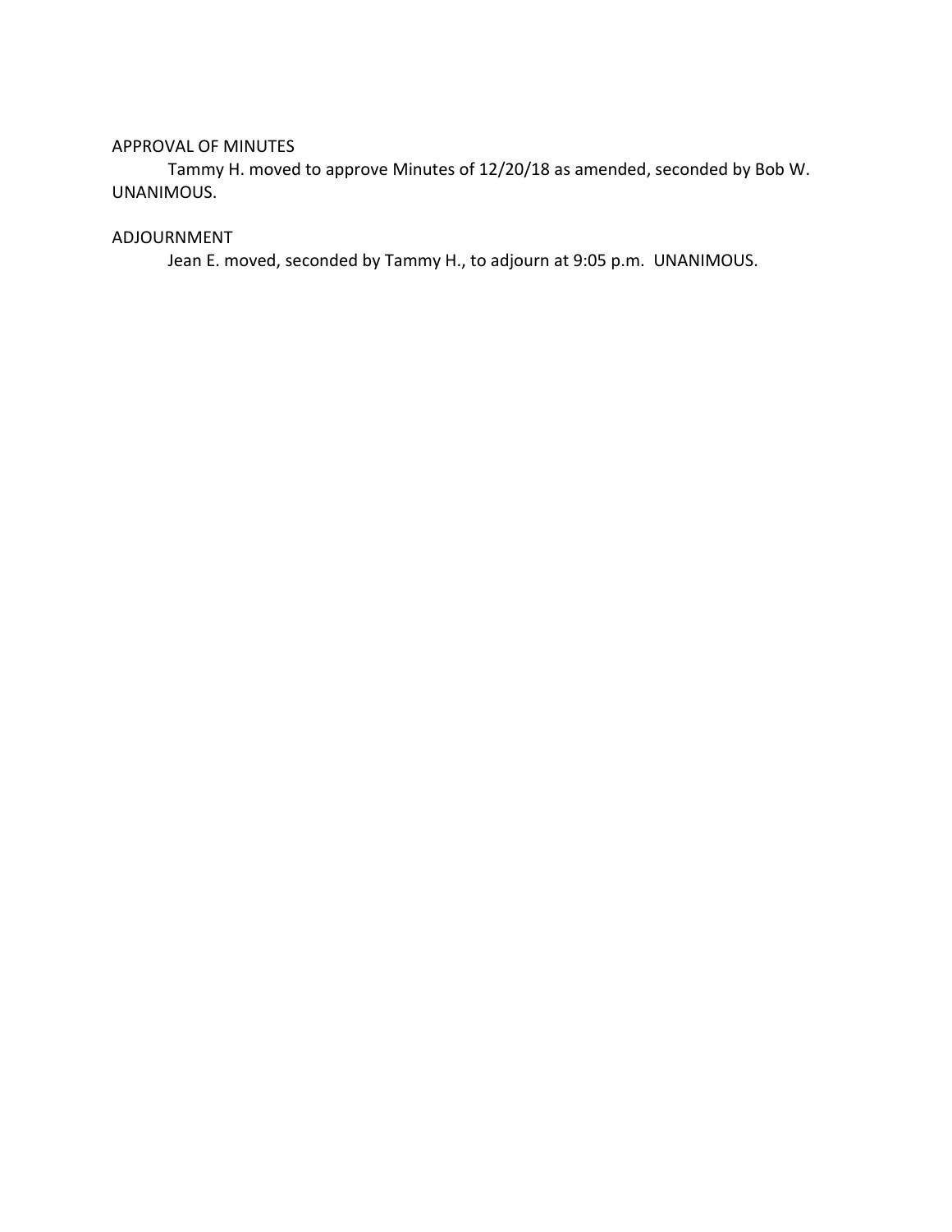APPROVAL OF MINUTES

Tammy H. moved to approve Minutes of 12/20/18 as amended, seconded by Bob W. UNANIMOUS.

ADJOURNMENT

Jean E. moved, seconded by Tammy H., to adjourn at 9:05 p.m. UNANIMOUS.